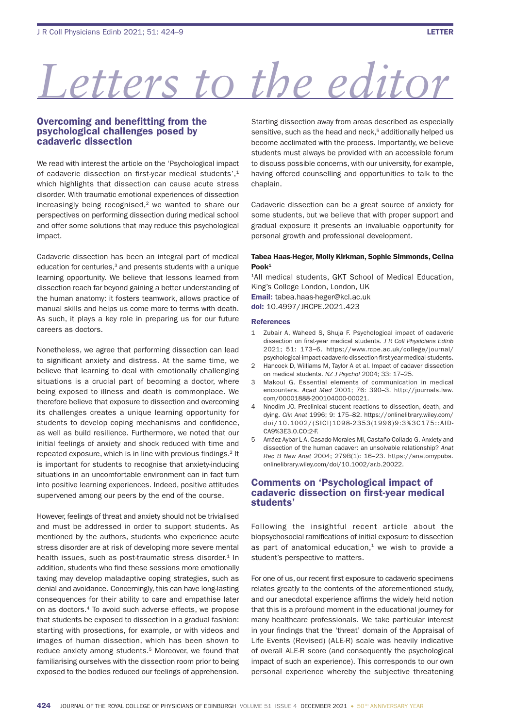# Letters to the editor

## Overcoming and benefitting from the psychological challenges posed by cadaveric dissection

We read with interest the article on the 'Psychological impact of cadaveric dissection on first-year medical students',[1] which highlights that dissection can cause acute stress disorder. With traumatic emotional experiences of dissection increasingly being recognised,[2] we wanted to share our perspectives on performing dissection during medical school and offer some solutions that may reduce this psychological impact.

Cadaveric dissection has been an integral part of medical education for centuries,[3] and presents students with a unique learning opportunity. We believe that lessons learned from dissection reach far beyond gaining a better understanding of the human anatomy: it fosters teamwork, allows practice of manual skills and helps us come more to terms with death. As such, it plays a key role in preparing us for our future careers as doctors.

Nonetheless, we agree that performing dissection can lead to significant anxiety and distress. At the same time, we believe that learning to deal with emotionally challenging situations is a crucial part of becoming a doctor, where being exposed to illness and death is commonplace. We therefore believe that exposure to dissection and overcoming its challenges creates a unique learning opportunity for students to develop coping mechanisms and confidence, as well as build resilience. Furthermore, we noted that our initial feelings of anxiety and shock reduced with time and repeated exposure, which is in line with previous findings.[2] It is important for students to recognise that anxiety-inducing situations in an uncomfortable environment can in fact turn into positive learning experiences. Indeed, positive attitudes supervened among our peers by the end of the course.

However, feelings of threat and anxiety should not be trivialised and must be addressed in order to support students. As mentioned by the authors, students who experience acute stress disorder are at risk of developing more severe mental health issues, such as post-traumatic stress disorder.[1] In addition, students who find these sessions more emotionally taxing may develop maladaptive coping strategies, such as denial and avoidance. Concerningly, this can have long-lasting consequences for their ability to care and empathise later on as doctors.[4] To avoid such adverse effects, we propose that students be exposed to dissection in a gradual fashion: starting with prosections, for example, or with videos and images of human dissection, which has been shown to reduce anxiety among students.[5] Moreover, we found that familiarising ourselves with the dissection room prior to being exposed to the bodies reduced our feelings of apprehension. Starting dissection away from areas described as especially sensitive, such as the head and neck,[5] additionally helped us become acclimated with the process. Importantly, we believe students must always be provided with an accessible forum to discuss possible concerns, with our university, for example, having offered counselling and opportunities to talk to the chaplain.

Cadaveric dissection can be a great source of anxiety for some students, but we believe that with proper support and gradual exposure it presents an invaluable opportunity for personal growth and professional development.

**Tabea Haas-Heger, Molly Kirkman, Sophie Simmonds, Celina Pook[1]**

[1]All medical students, GKT School of Medical Education, King's College London, London, UK
**Email:** tabea.haas-heger@kcl.ac.uk
**doi:** 10.4997/JRCPE.2021.423

#### References

1. Zubair A, Waheed S, Shuja F. Psychological impact of cadaveric dissection on first-year medical students. *J R Coll Physicians Edinb* 2021; 51: 173–6. https://www.rcpe.ac.uk/college/journal/psychological-impact-cadaveric-dissection-first-year-medical-students.
2. Hancock D, Williams M, Taylor A et al. Impact of cadaver dissection on medical students. *NZ J Psychol* 2004; 33: 17–25.
3. Makoul G. Essential elements of communication in medical encounters. *Acad Med* 2001; 76: 390–3. http://journals.lww.com/00001888-200104000-00021.
4. Nnodim JO. Preclinical student reactions to dissection, death, and dying. *Clin Anat* 1996; 9: 175–82. https://onlinelibrary.wiley.com/doi/10.1002/(SICI)1098-2353(1996)9:3%3C175::AID-CA9%3E3.0.CO;2-F.
5. Arráez-Aybar L-A, Casado-Morales MI, Castaño-Collado G. Anxiety and dissection of the human cadaver: an unsolvable relationship? *Anat Rec B New Anat* 2004; 279B(1): 16–23. https://anatomypubs.onlinelibrary.wiley.com/doi/10.1002/ar.b.20022.

## Comments on 'Psychological impact of cadaveric dissection on first-year medical students'

Following the insightful recent article about the biopsychosocial ramifications of initial exposure to dissection as part of anatomical education,[1] we wish to provide a student's perspective to matters.

For one of us, our recent first exposure to cadaveric specimens relates greatly to the contents of the aforementioned study, and our anecdotal experience affirms the widely held notion that this is a profound moment in the educational journey for many healthcare professionals. We take particular interest in your findings that the 'threat' domain of the Appraisal of Life Events (Revised) (ALE-R) scale was heavily indicative of overall ALE-R score (and consequently the psychological impact of such an experience). This corresponds to our own personal experience whereby the subjective threatening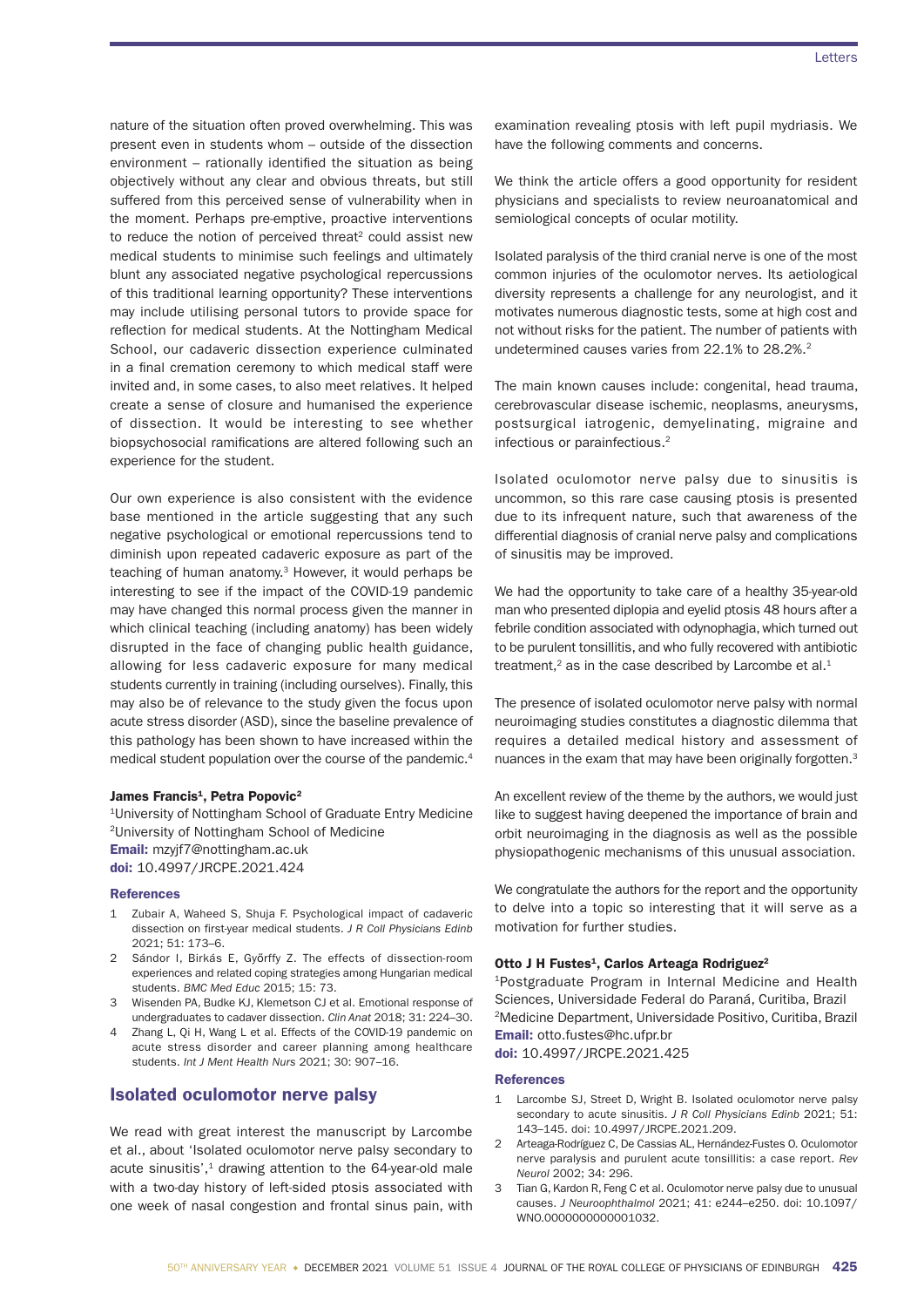nature of the situation often proved overwhelming. This was present even in students whom – outside of the dissection environment – rationally identified the situation as being objectively without any clear and obvious threats, but still suffered from this perceived sense of vulnerability when in the moment. Perhaps pre-emptive, proactive interventions to reduce the notion of perceived threat[2] could assist new medical students to minimise such feelings and ultimately blunt any associated negative psychological repercussions of this traditional learning opportunity? These interventions may include utilising personal tutors to provide space for reflection for medical students. At the Nottingham Medical School, our cadaveric dissection experience culminated in a final cremation ceremony to which medical staff were invited and, in some cases, to also meet relatives. It helped create a sense of closure and humanised the experience of dissection. It would be interesting to see whether biopsychosocial ramifications are altered following such an experience for the student.

Our own experience is also consistent with the evidence base mentioned in the article suggesting that any such negative psychological or emotional repercussions tend to diminish upon repeated cadaveric exposure as part of the teaching of human anatomy.[3] However, it would perhaps be interesting to see if the impact of the COVID-19 pandemic may have changed this normal process given the manner in which clinical teaching (including anatomy) has been widely disrupted in the face of changing public health guidance, allowing for less cadaveric exposure for many medical students currently in training (including ourselves). Finally, this may also be of relevance to the study given the focus upon acute stress disorder (ASD), since the baseline prevalence of this pathology has been shown to have increased within the medical student population over the course of the pandemic.[4]

**James Francis[1], Petra Popovic[2]**

[1]University of Nottingham School of Graduate Entry Medicine
[2]University of Nottingham School of Medicine
**Email:** mzyjf7@nottingham.ac.uk
**doi:** 10.4997/JRCPE.2021.424

### References

1. Zubair A, Waheed S, Shuja F. Psychological impact of cadaveric dissection on first-year medical students. *J R Coll Physicians Edinb* 2021; 51: 173–6.
2. Sándor I, Birkás E, Győrffy Z. The effects of dissection-room experiences and related coping strategies among Hungarian medical students. *BMC Med Educ* 2015; 15: 73.
3. Wisenden PA, Budke KJ, Klemetson CJ et al. Emotional response of undergraduates to cadaver dissection. *Clin Anat* 2018; 31: 224–30.
4. Zhang L, Qi H, Wang L et al. Effects of the COVID-19 pandemic on acute stress disorder and career planning among healthcare students. *Int J Ment Health Nurs* 2021; 30: 907–16.

## Isolated oculomotor nerve palsy

We read with great interest the manuscript by Larcombe et al., about 'Isolated oculomotor nerve palsy secondary to acute sinusitis',[1] drawing attention to the 64-year-old male with a two-day history of left-sided ptosis associated with one week of nasal congestion and frontal sinus pain, with examination revealing ptosis with left pupil mydriasis. We have the following comments and concerns.

We think the article offers a good opportunity for resident physicians and specialists to review neuroanatomical and semiological concepts of ocular motility.

Isolated paralysis of the third cranial nerve is one of the most common injuries of the oculomotor nerves. Its aetiological diversity represents a challenge for any neurologist, and it motivates numerous diagnostic tests, some at high cost and not without risks for the patient. The number of patients with undetermined causes varies from 22.1% to 28.2%.[2]

The main known causes include: congenital, head trauma, cerebrovascular disease ischemic, neoplasms, aneurysms, postsurgical iatrogenic, demyelinating, migraine and infectious or parainfectious.[2]

Isolated oculomotor nerve palsy due to sinusitis is uncommon, so this rare case causing ptosis is presented due to its infrequent nature, such that awareness of the differential diagnosis of cranial nerve palsy and complications of sinusitis may be improved.

We had the opportunity to take care of a healthy 35-year-old man who presented diplopia and eyelid ptosis 48 hours after a febrile condition associated with odynophagia, which turned out to be purulent tonsillitis, and who fully recovered with antibiotic treatment,[2] as in the case described by Larcombe et al.[1]

The presence of isolated oculomotor nerve palsy with normal neuroimaging studies constitutes a diagnostic dilemma that requires a detailed medical history and assessment of nuances in the exam that may have been originally forgotten.[3]

An excellent review of the theme by the authors, we would just like to suggest having deepened the importance of brain and orbit neuroimaging in the diagnosis as well as the possible physiopathogenic mechanisms of this unusual association.

We congratulate the authors for the report and the opportunity to delve into a topic so interesting that it will serve as a motivation for further studies.

**Otto J H Fustes[1], Carlos Arteaga Rodriguez[2]**

[1]Postgraduate Program in Internal Medicine and Health Sciences, Universidade Federal do Paraná, Curitiba, Brazil
[2]Medicine Department, Universidade Positivo, Curitiba, Brazil
**Email:** otto.fustes@hc.ufpr.br
**doi:** 10.4997/JRCPE.2021.425

### References

1. Larcombe SJ, Street D, Wright B. Isolated oculomotor nerve palsy secondary to acute sinusitis. *J R Coll Physicians Edinb* 2021; 51: 143–145. doi: 10.4997/JRCPE.2021.209.
2. Arteaga-Rodríguez C, De Cassias AL, Hernández-Fustes O. Oculomotor nerve paralysis and purulent acute tonsillitis: a case report. *Rev Neurol* 2002; 34: 296.
3. Tian G, Kardon R, Feng C et al. Oculomotor nerve palsy due to unusual causes. *J Neuroophthalmol* 2021; 41: e244–e250. doi: 10.1097/WNO.0000000000001032.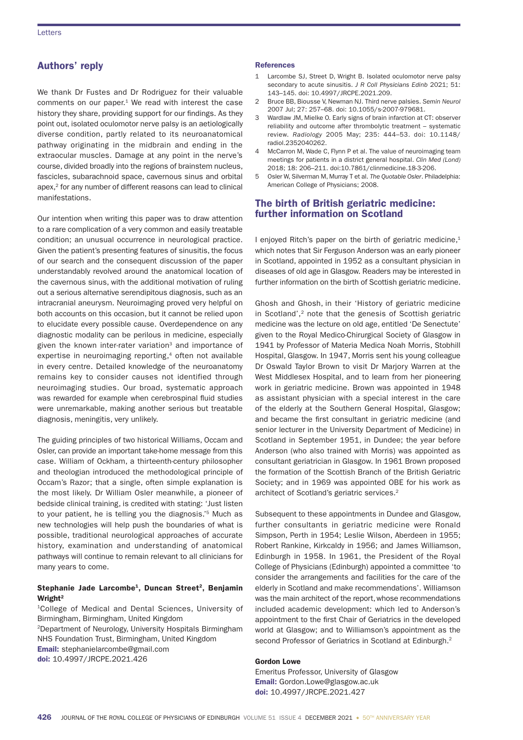## Authors' reply

We thank Dr Fustes and Dr Rodriguez for their valuable comments on our paper.[1] We read with interest the case history they share, providing support for our findings. As they point out, isolated oculomotor nerve palsy is an aetiologically diverse condition, partly related to its neuroanatomical pathway originating in the midbrain and ending in the extraocular muscles. Damage at any point in the nerve's course, divided broadly into the regions of brainstem nucleus, fascicles, subarachnoid space, cavernous sinus and orbital apex,[2] for any number of different reasons can lead to clinical manifestations.

Our intention when writing this paper was to draw attention to a rare complication of a very common and easily treatable condition; an unusual occurrence in neurological practice. Given the patient's presenting features of sinusitis, the focus of our search and the consequent discussion of the paper understandably revolved around the anatomical location of the cavernous sinus, with the additional motivation of ruling out a serious alternative serendipitous diagnosis, such as an intracranial aneurysm. Neuroimaging proved very helpful on both accounts on this occasion, but it cannot be relied upon to elucidate every possible cause. Overdependence on any diagnostic modality can be perilous in medicine, especially given the known inter-rater variation[3] and importance of expertise in neuroimaging reporting,[4] often not available in every centre. Detailed knowledge of the neuroanatomy remains key to consider causes not identified through neuroimaging studies. Our broad, systematic approach was rewarded for example when cerebrospinal fluid studies were unremarkable, making another serious but treatable diagnosis, meningitis, very unlikely.

The guiding principles of two historical Williams, Occam and Osler, can provide an important take-home message from this case. William of Ockham, a thirteenth-century philosopher and theologian introduced the methodological principle of Occam's Razor; that a single, often simple explanation is the most likely. Dr William Osler meanwhile, a pioneer of bedside clinical training, is credited with stating: 'Just listen to your patient, he is telling you the diagnosis.'[5] Much as new technologies will help push the boundaries of what is possible, traditional neurological approaches of accurate history, examination and understanding of anatomical pathways will continue to remain relevant to all clinicians for many years to come.

**Stephanie Jade Larcombe[1], Duncan Street[2], Benjamin Wright[2]**

[1]College of Medical and Dental Sciences, University of Birmingham, Birmingham, United Kingdom
[2]Department of Neurology, University Hospitals Birmingham NHS Foundation Trust, Birmingham, United Kingdom
**Email:** stephanielarcombe@gmail.com
**doi:** 10.4997/JRCPE.2021.426

### References

1. Larcombe SJ, Street D, Wright B. Isolated oculomotor nerve palsy secondary to acute sinusitis. *J R Coll Physicians Edinb* 2021; 51: 143–145. doi: 10.4997/JRCPE.2021.209.
2. Bruce BB, Biousse V, Newman NJ. Third nerve palsies. *Semin Neurol* 2007 Jul; 27: 257–68. doi: 10.1055/s-2007-979681.
3. Wardlaw JM, Mielke O. Early signs of brain infarction at CT: observer reliability and outcome after thrombolytic treatment – systematic review. *Radiology* 2005 May; 235: 444–53. doi: 10.1148/radiol.2352040262.
4. McCarron M, Wade C, Flynn P et al. The value of neuroimaging team meetings for patients in a district general hospital. *Clin Med (Lond)* 2018; 18: 206–211. doi:10.7861/clinmedicine.18-3-206.
5. Osler W, Silverman M, Murray T et al. *The Quotable Osler*. Philadelphia: American College of Physicians; 2008.

## The birth of British geriatric medicine: further information on Scotland

I enjoyed Ritch's paper on the birth of geriatric medicine,[1] which notes that Sir Ferguson Anderson was an early pioneer in Scotland, appointed in 1952 as a consultant physician in diseases of old age in Glasgow. Readers may be interested in further information on the birth of Scottish geriatric medicine.

Ghosh and Ghosh, in their 'History of geriatric medicine in Scotland',[2] note that the genesis of Scottish geriatric medicine was the lecture on old age, entitled 'De Senectute' given to the Royal Medico-Chirurgical Society of Glasgow in 1941 by Professor of Materia Medica Noah Morris, Stobhill Hospital, Glasgow. In 1947, Morris sent his young colleague Dr Oswald Taylor Brown to visit Dr Marjory Warren at the West Middlesex Hospital, and to learn from her pioneering work in geriatric medicine. Brown was appointed in 1948 as assistant physician with a special interest in the care of the elderly at the Southern General Hospital, Glasgow; and became the first consultant in geriatric medicine (and senior lecturer in the University Department of Medicine) in Scotland in September 1951, in Dundee; the year before Anderson (who also trained with Morris) was appointed as consultant geriatrician in Glasgow. In 1961 Brown proposed the formation of the Scottish Branch of the British Geriatric Society; and in 1969 was appointed OBE for his work as architect of Scotland's geriatric services.[2]

Subsequent to these appointments in Dundee and Glasgow, further consultants in geriatric medicine were Ronald Simpson, Perth in 1954; Leslie Wilson, Aberdeen in 1955; Robert Rankine, Kirkcaldy in 1956; and James Williamson, Edinburgh in 1958. In 1961, the President of the Royal College of Physicians (Edinburgh) appointed a committee 'to consider the arrangements and facilities for the care of the elderly in Scotland and make recommendations'. Williamson was the main architect of the report, whose recommendations included academic development: which led to Anderson's appointment to the first Chair of Geriatrics in the developed world at Glasgow; and to Williamson's appointment as the second Professor of Geriatrics in Scotland at Edinburgh.[2]

**Gordon Lowe**

Emeritus Professor, University of Glasgow
**Email:** Gordon.Lowe@glasgow.ac.uk
**doi:** 10.4997/JRCPE.2021.427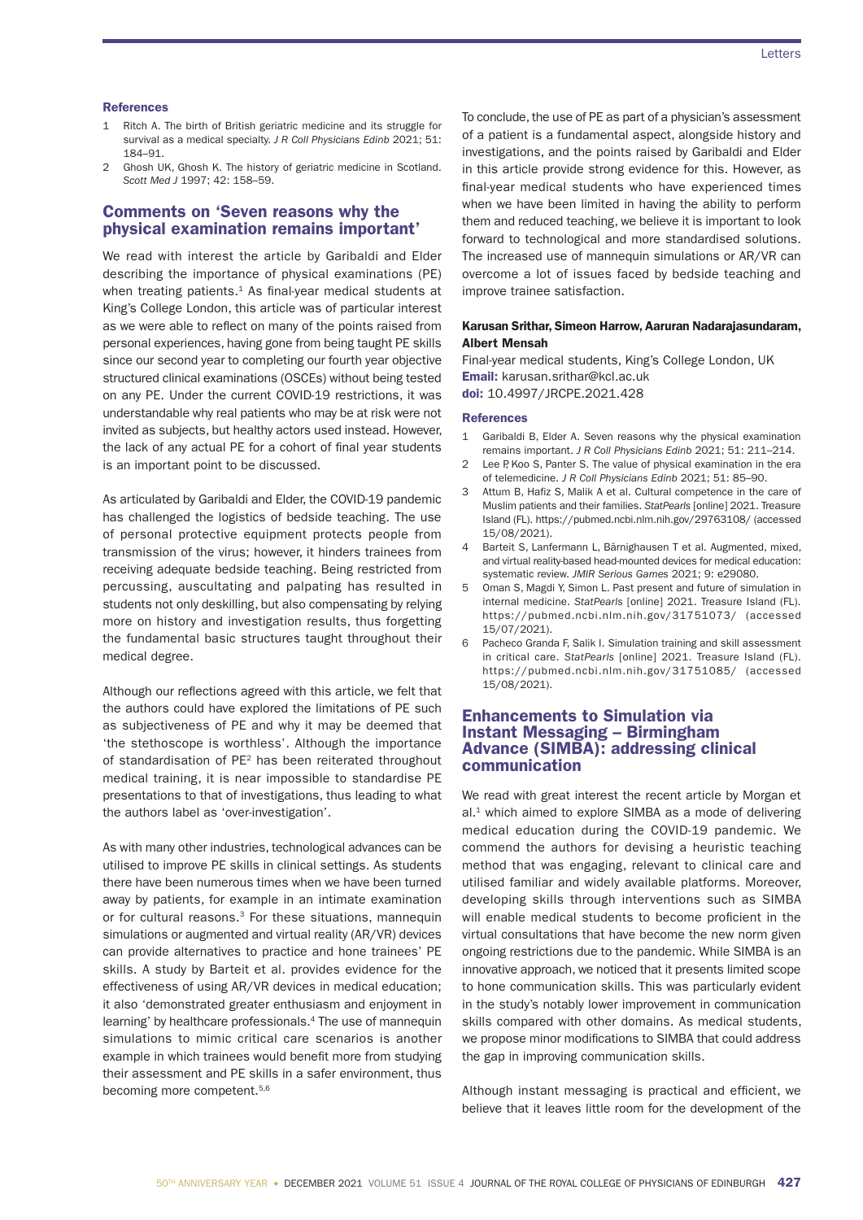### References

1. Ritch A. The birth of British geriatric medicine and its struggle for survival as a medical specialty. *J R Coll Physicians Edinb* 2021; 51: 184–91.
2. Ghosh UK, Ghosh K. The history of geriatric medicine in Scotland. *Scott Med J* 1997; 42: 158–59.

## Comments on 'Seven reasons why the physical examination remains important'

We read with interest the article by Garibaldi and Elder describing the importance of physical examinations (PE) when treating patients.[1] As final-year medical students at King's College London, this article was of particular interest as we were able to reflect on many of the points raised from personal experiences, having gone from being taught PE skills since our second year to completing our fourth year objective structured clinical examinations (OSCEs) without being tested on any PE. Under the current COVID-19 restrictions, it was understandable why real patients who may be at risk were not invited as subjects, but healthy actors used instead. However, the lack of any actual PE for a cohort of final year students is an important point to be discussed.

As articulated by Garibaldi and Elder, the COVID-19 pandemic has challenged the logistics of bedside teaching. The use of personal protective equipment protects people from transmission of the virus; however, it hinders trainees from receiving adequate bedside teaching. Being restricted from percussing, auscultating and palpating has resulted in students not only deskilling, but also compensating by relying more on history and investigation results, thus forgetting the fundamental basic structures taught throughout their medical degree.

Although our reflections agreed with this article, we felt that the authors could have explored the limitations of PE such as subjectiveness of PE and why it may be deemed that 'the stethoscope is worthless'. Although the importance of standardisation of PE[2] has been reiterated throughout medical training, it is near impossible to standardise PE presentations to that of investigations, thus leading to what the authors label as 'over-investigation'.

As with many other industries, technological advances can be utilised to improve PE skills in clinical settings. As students there have been numerous times when we have been turned away by patients, for example in an intimate examination or for cultural reasons.[3] For these situations, mannequin simulations or augmented and virtual reality (AR/VR) devices can provide alternatives to practice and hone trainees' PE skills. A study by Barteit et al. provides evidence for the effectiveness of using AR/VR devices in medical education; it also 'demonstrated greater enthusiasm and enjoyment in learning' by healthcare professionals.[4] The use of mannequin simulations to mimic critical care scenarios is another example in which trainees would benefit more from studying their assessment and PE skills in a safer environment, thus becoming more competent.[5,6]

To conclude, the use of PE as part of a physician's assessment of a patient is a fundamental aspect, alongside history and investigations, and the points raised by Garibaldi and Elder in this article provide strong evidence for this. However, as final-year medical students who have experienced times when we have been limited in having the ability to perform them and reduced teaching, we believe it is important to look forward to technological and more standardised solutions. The increased use of mannequin simulations or AR/VR can overcome a lot of issues faced by bedside teaching and improve trainee satisfaction.

**Karusan Srithar, Simeon Harrow, Aaruran Nadarajasundaram, Albert Mensah**

Final-year medical students, King's College London, UK
**Email:** karusan.srithar@kcl.ac.uk
**doi:** 10.4997/JRCPE.2021.428

### References

1. Garibaldi B, Elder A. Seven reasons why the physical examination remains important. *J R Coll Physicians Edinb* 2021; 51: 211–214.
2. Lee P, Koo S, Panter S. The value of physical examination in the era of telemedicine. *J R Coll Physicians Edinb* 2021; 51: 85–90.
3. Attum B, Hafiz S, Malik A et al. Cultural competence in the care of Muslim patients and their families. *StatPearls* [online] 2021. Treasure Island (FL). https://pubmed.ncbi.nlm.nih.gov/29763108/ (accessed 15/08/2021).
4. Barteit S, Lanfermann L, Bärnighausen T et al. Augmented, mixed, and virtual reality-based head-mounted devices for medical education: systematic review. *JMIR Serious Games* 2021; 9: e29080.
5. Oman S, Magdi Y, Simon L. Past present and future of simulation in internal medicine. *StatPearls* [online] 2021. Treasure Island (FL). https://pubmed.ncbi.nlm.nih.gov/31751073/ (accessed 15/07/2021).
6. Pacheco Granda F, Salik I. Simulation training and skill assessment in critical care. *StatPearls* [online] 2021. Treasure Island (FL). https://pubmed.ncbi.nlm.nih.gov/31751085/ (accessed 15/08/2021).

## Enhancements to Simulation via Instant Messaging – Birmingham Advance (SIMBA): addressing clinical communication

We read with great interest the recent article by Morgan et al.[1] which aimed to explore SIMBA as a mode of delivering medical education during the COVID-19 pandemic. We commend the authors for devising a heuristic teaching method that was engaging, relevant to clinical care and utilised familiar and widely available platforms. Moreover, developing skills through interventions such as SIMBA will enable medical students to become proficient in the virtual consultations that have become the new norm given ongoing restrictions due to the pandemic. While SIMBA is an innovative approach, we noticed that it presents limited scope to hone communication skills. This was particularly evident in the study's notably lower improvement in communication skills compared with other domains. As medical students, we propose minor modifications to SIMBA that could address the gap in improving communication skills.

Although instant messaging is practical and efficient, we believe that it leaves little room for the development of the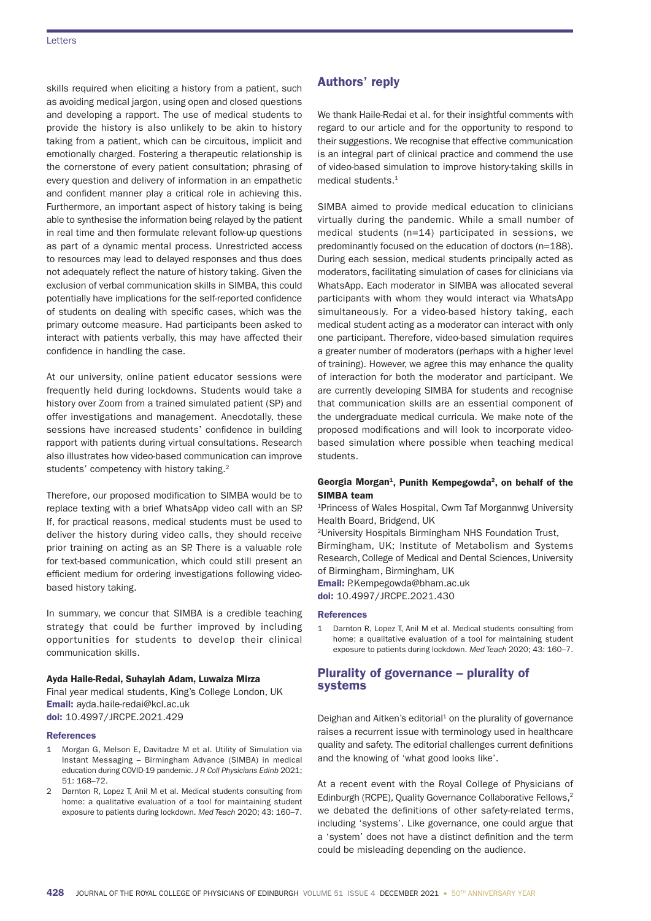skills required when eliciting a history from a patient, such as avoiding medical jargon, using open and closed questions and developing a rapport. The use of medical students to provide the history is also unlikely to be akin to history taking from a patient, which can be circuitous, implicit and emotionally charged. Fostering a therapeutic relationship is the cornerstone of every patient consultation; phrasing of every question and delivery of information in an empathetic and confident manner play a critical role in achieving this. Furthermore, an important aspect of history taking is being able to synthesise the information being relayed by the patient in real time and then formulate relevant follow-up questions as part of a dynamic mental process. Unrestricted access to resources may lead to delayed responses and thus does not adequately reflect the nature of history taking. Given the exclusion of verbal communication skills in SIMBA, this could potentially have implications for the self-reported confidence of students on dealing with specific cases, which was the primary outcome measure. Had participants been asked to interact with patients verbally, this may have affected their confidence in handling the case.

At our university, online patient educator sessions were frequently held during lockdowns. Students would take a history over Zoom from a trained simulated patient (SP) and offer investigations and management. Anecdotally, these sessions have increased students' confidence in building rapport with patients during virtual consultations. Research also illustrates how video-based communication can improve students' competency with history taking.[2]

Therefore, our proposed modification to SIMBA would be to replace texting with a brief WhatsApp video call with an SP. If, for practical reasons, medical students must be used to deliver the history during video calls, they should receive prior training on acting as an SP. There is a valuable role for text-based communication, which could still present an efficient medium for ordering investigations following video-based history taking.

In summary, we concur that SIMBA is a credible teaching strategy that could be further improved by including opportunities for students to develop their clinical communication skills.

**Ayda Haile-Redai, Suhaylah Adam, Luwaiza Mirza**
Final year medical students, King's College London, UK
**Email:** ayda.haile-redai@kcl.ac.uk
**doi:** 10.4997/JRCPE.2021.429

### References

1. Morgan G, Melson E, Davitadze M et al. Utility of Simulation via Instant Messaging – Birmingham Advance (SIMBA) in medical education during COVID-19 pandemic. *J R Coll Physicians Edinb* 2021; 51: 168–72.
2. Darnton R, Lopez T, Anil M et al. Medical students consulting from home: a qualitative evaluation of a tool for maintaining student exposure to patients during lockdown. *Med Teach* 2020; 43: 160–7.

## Authors' reply

We thank Haile-Redai et al. for their insightful comments with regard to our article and for the opportunity to respond to their suggestions. We recognise that effective communication is an integral part of clinical practice and commend the use of video-based simulation to improve history-taking skills in medical students.[1]

SIMBA aimed to provide medical education to clinicians virtually during the pandemic. While a small number of medical students (n=14) participated in sessions, we predominantly focused on the education of doctors (n=188). During each session, medical students principally acted as moderators, facilitating simulation of cases for clinicians via WhatsApp. Each moderator in SIMBA was allocated several participants with whom they would interact via WhatsApp simultaneously. For a video-based history taking, each medical student acting as a moderator can interact with only one participant. Therefore, video-based simulation requires a greater number of moderators (perhaps with a higher level of training). However, we agree this may enhance the quality of interaction for both the moderator and participant. We are currently developing SIMBA for students and recognise that communication skills are an essential component of the undergraduate medical curricula. We make note of the proposed modifications and will look to incorporate video-based simulation where possible when teaching medical students.

**Georgia Morgan[1], Punith Kempegowda[2], on behalf of the SIMBA team**
[1]Princess of Wales Hospital, Cwm Taf Morgannwg University Health Board, Bridgend, UK
[2]University Hospitals Birmingham NHS Foundation Trust, Birmingham, UK; Institute of Metabolism and Systems Research, College of Medical and Dental Sciences, University of Birmingham, Birmingham, UK
**Email:** P.Kempegowda@bham.ac.uk
**doi:** 10.4997/JRCPE.2021.430

### References

1. Darnton R, Lopez T, Anil M et al. Medical students consulting from home: a qualitative evaluation of a tool for maintaining student exposure to patients during lockdown. *Med Teach* 2020; 43: 160–7.

## Plurality of governance – plurality of systems

Deighan and Aitken's editorial[1] on the plurality of governance raises a recurrent issue with terminology used in healthcare quality and safety. The editorial challenges current definitions and the knowing of 'what good looks like'.

At a recent event with the Royal College of Physicians of Edinburgh (RCPE), Quality Governance Collaborative Fellows,[2] we debated the definitions of other safety-related terms, including 'systems'. Like governance, one could argue that a 'system' does not have a distinct definition and the term could be misleading depending on the audience.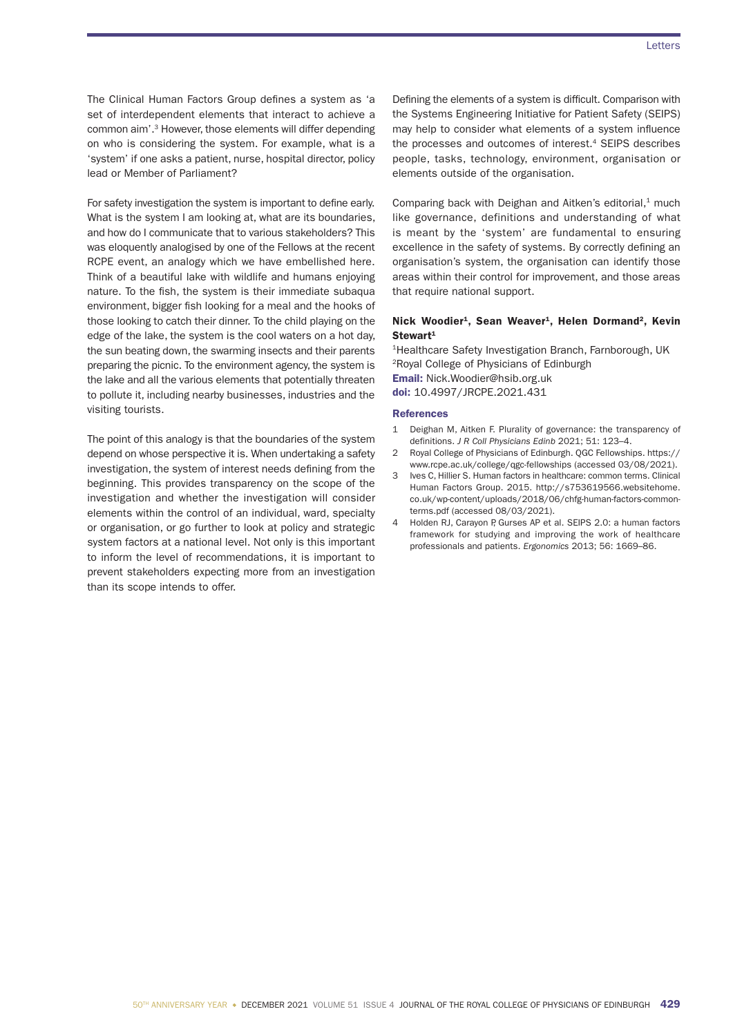The Clinical Human Factors Group defines a system as 'a set of interdependent elements that interact to achieve a common aim'.[3] However, those elements will differ depending on who is considering the system. For example, what is a 'system' if one asks a patient, nurse, hospital director, policy lead or Member of Parliament?

For safety investigation the system is important to define early. What is the system I am looking at, what are its boundaries, and how do I communicate that to various stakeholders? This was eloquently analogised by one of the Fellows at the recent RCPE event, an analogy which we have embellished here. Think of a beautiful lake with wildlife and humans enjoying nature. To the fish, the system is their immediate subaqua environment, bigger fish looking for a meal and the hooks of those looking to catch their dinner. To the child playing on the edge of the lake, the system is the cool waters on a hot day, the sun beating down, the swarming insects and their parents preparing the picnic. To the environment agency, the system is the lake and all the various elements that potentially threaten to pollute it, including nearby businesses, industries and the visiting tourists.

The point of this analogy is that the boundaries of the system depend on whose perspective it is. When undertaking a safety investigation, the system of interest needs defining from the beginning. This provides transparency on the scope of the investigation and whether the investigation will consider elements within the control of an individual, ward, specialty or organisation, or go further to look at policy and strategic system factors at a national level. Not only is this important to inform the level of recommendations, it is important to prevent stakeholders expecting more from an investigation than its scope intends to offer.

Defining the elements of a system is difficult. Comparison with the Systems Engineering Initiative for Patient Safety (SEIPS) may help to consider what elements of a system influence the processes and outcomes of interest.[4] SEIPS describes people, tasks, technology, environment, organisation or elements outside of the organisation.

Comparing back with Deighan and Aitken's editorial,[1] much like governance, definitions and understanding of what is meant by the 'system' are fundamental to ensuring excellence in the safety of systems. By correctly defining an organisation's system, the organisation can identify those areas within their control for improvement, and those areas that require national support.

**Nick Woodier[1], Sean Weaver[1], Helen Dormand[2], Kevin Stewart[1]**

[1]Healthcare Safety Investigation Branch, Farnborough, UK
[2]Royal College of Physicians of Edinburgh
**Email:** Nick.Woodier@hsib.org.uk
**doi:** 10.4997/JRCPE.2021.431

### References

1. Deighan M, Aitken F. Plurality of governance: the transparency of definitions. *J R Coll Physicians Edinb* 2021; 51: 123–4.
2. Royal College of Physicians of Edinburgh. QGC Fellowships. https://www.rcpe.ac.uk/college/qgc-fellowships (accessed 03/08/2021).
3. Ives C, Hillier S. Human factors in healthcare: common terms. Clinical Human Factors Group. 2015. http://s753619566.websitehome.co.uk/wp-content/uploads/2018/06/chfg-human-factors-common-terms.pdf (accessed 08/03/2021).
4. Holden RJ, Carayon P, Gurses AP et al. SEIPS 2.0: a human factors framework for studying and improving the work of healthcare professionals and patients. *Ergonomics* 2013; 56: 1669–86.